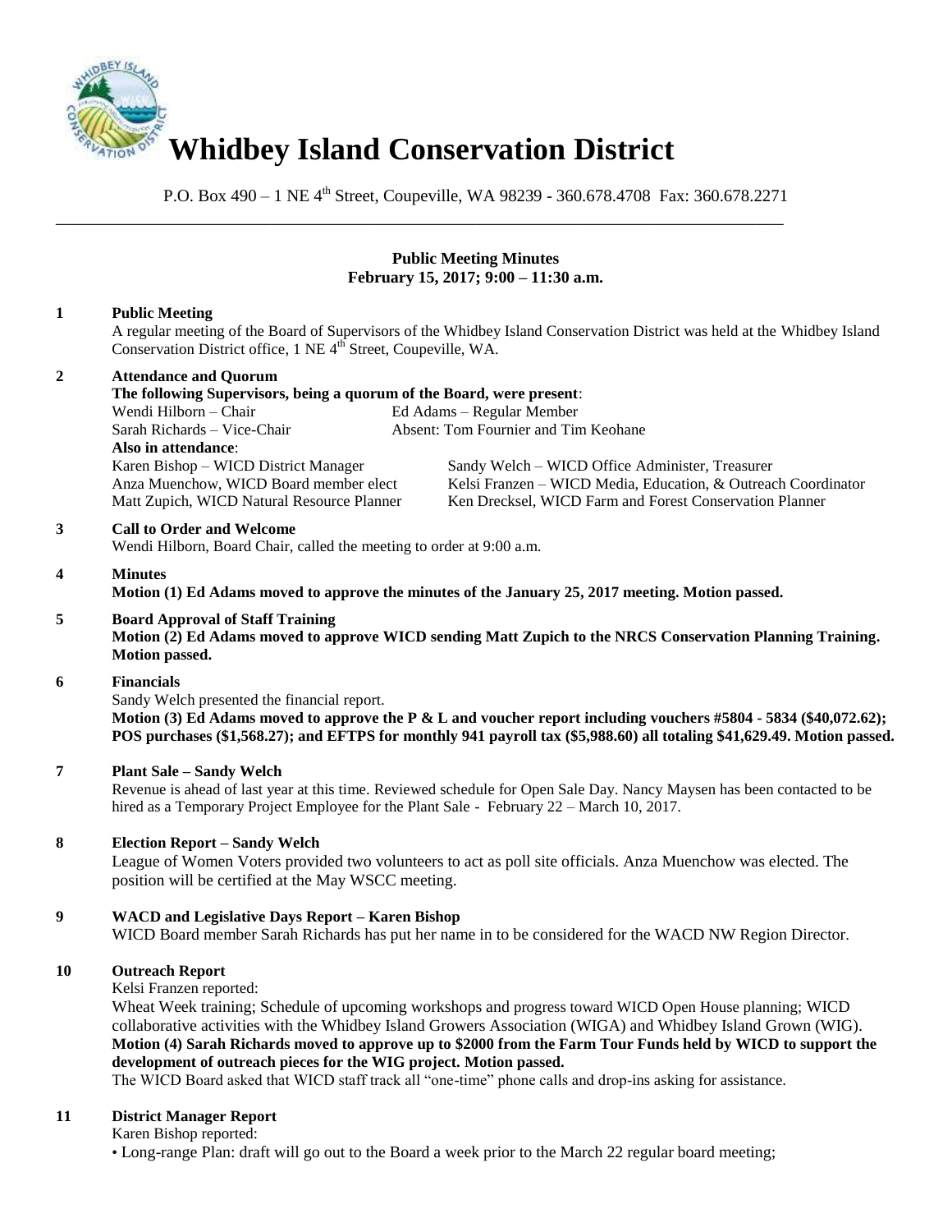# Whidbey Island Conservation District

P.O. Box 490 – 1 NE 4th Street, Coupeville, WA 98239 - 360.678.4708 Fax: 360.678.2271

---

**Public Meeting Minutes**
**February 15, 2017; 9:00 – 11:30 a.m.**

**1 Public Meeting**

A regular meeting of the Board of Supervisors of the Whidbey Island Conservation District was held at the Whidbey Island Conservation District office, 1 NE 4th Street, Coupeville, WA.

**2 Attendance and Quorum**

**The following Supervisors, being a quorum of the Board, were present**:

| | |
|---|---|
| Wendi Hilborn – Chair | Ed Adams – Regular Member |
| Sarah Richards – Vice-Chair | Absent: Tom Fournier and Tim Keohane |

**Also in attendance**:

| | |
|---|---|
| Karen Bishop – WICD District Manager | Sandy Welch – WICD Office Administer, Treasurer |
| Anza Muenchow, WICD Board member elect | Kelsi Franzen – WICD Media, Education, & Outreach Coordinator |
| Matt Zupich, WICD Natural Resource Planner | Ken Drecksel, WICD Farm and Forest Conservation Planner |

**3 Call to Order and Welcome**

Wendi Hilborn, Board Chair, called the meeting to order at 9:00 a.m.

**4 Minutes**

**Motion (1) Ed Adams moved to approve the minutes of the January 25, 2017 meeting. Motion passed.**

**5 Board Approval of Staff Training**

**Motion (2) Ed Adams moved to approve WICD sending Matt Zupich to the NRCS Conservation Planning Training. Motion passed.**

**6 Financials**

Sandy Welch presented the financial report.

**Motion (3) Ed Adams moved to approve the P & L and voucher report including vouchers #5804 - 5834 ($40,072.62); POS purchases ($1,568.27); and EFTPS for monthly 941 payroll tax ($5,988.60) all totaling $41,629.49. Motion passed.**

**7 Plant Sale – Sandy Welch**

Revenue is ahead of last year at this time. Reviewed schedule for Open Sale Day. Nancy Maysen has been contacted to be hired as a Temporary Project Employee for the Plant Sale - February 22 – March 10, 2017.

**8 Election Report – Sandy Welch**

League of Women Voters provided two volunteers to act as poll site officials. Anza Muenchow was elected. The position will be certified at the May WSCC meeting.

**9 WACD and Legislative Days Report – Karen Bishop**

WICD Board member Sarah Richards has put her name in to be considered for the WACD NW Region Director.

**10 Outreach Report**

Kelsi Franzen reported:

Wheat Week training; Schedule of upcoming workshops and progress toward WICD Open House planning; WICD collaborative activities with the Whidbey Island Growers Association (WIGA) and Whidbey Island Grown (WIG).

**Motion (4) Sarah Richards moved to approve up to $2000 from the Farm Tour Funds held by WICD to support the development of outreach pieces for the WIG project. Motion passed.**

The WICD Board asked that WICD staff track all "one-time" phone calls and drop-ins asking for assistance.

**11 District Manager Report**

Karen Bishop reported:

- Long-range Plan: draft will go out to the Board a week prior to the March 22 regular board meeting;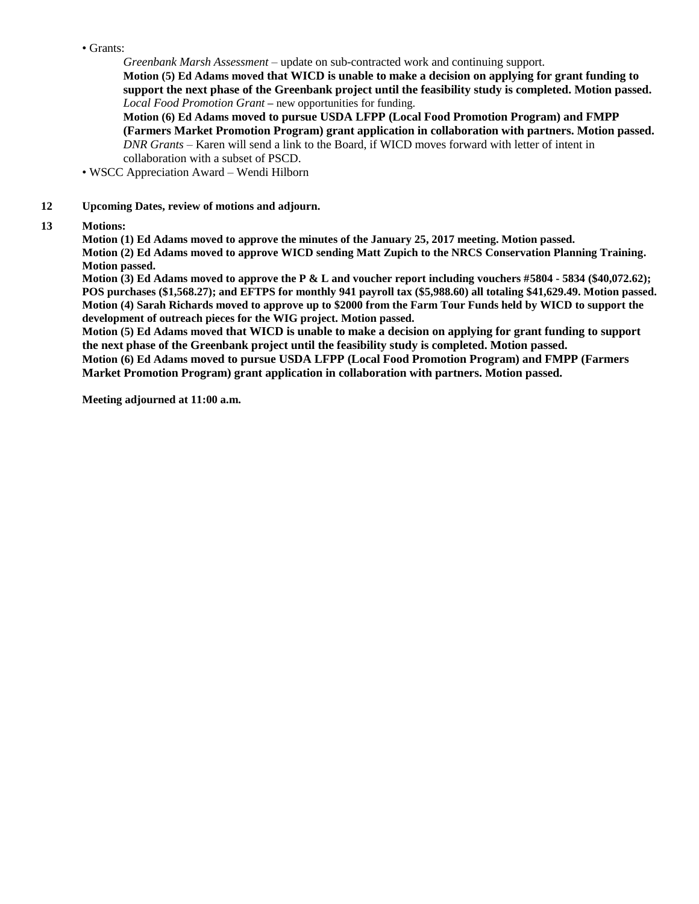- Grants:

    *Greenbank Marsh Assessment* – update on sub-contracted work and continuing support.

    **Motion (5) Ed Adams moved that WICD is unable to make a decision on applying for grant funding to support the next phase of the Greenbank project until the feasibility study is completed. Motion passed.**

    *Local Food Promotion Grant* – new opportunities for funding.

    **Motion (6) Ed Adams moved to pursue USDA LFPP (Local Food Promotion Program) and FMPP (Farmers Market Promotion Program) grant application in collaboration with partners. Motion passed.**

    *DNR Grants* – Karen will send a link to the Board, if WICD moves forward with letter of intent in collaboration with a subset of PSCD.

- WSCC Appreciation Award – Wendi Hilborn

**12 Upcoming Dates, review of motions and adjourn.**

**13 Motions:**

**Motion (1) Ed Adams moved to approve the minutes of the January 25, 2017 meeting. Motion passed.**

**Motion (2) Ed Adams moved to approve WICD sending Matt Zupich to the NRCS Conservation Planning Training. Motion passed.**

**Motion (3) Ed Adams moved to approve the P & L and voucher report including vouchers #5804 - 5834 ($40,072.62); POS purchases ($1,568.27); and EFTPS for monthly 941 payroll tax ($5,988.60) all totaling $41,629.49. Motion passed.**

**Motion (4) Sarah Richards moved to approve up to $2000 from the Farm Tour Funds held by WICD to support the development of outreach pieces for the WIG project. Motion passed.**

**Motion (5) Ed Adams moved that WICD is unable to make a decision on applying for grant funding to support the next phase of the Greenbank project until the feasibility study is completed. Motion passed.**

**Motion (6) Ed Adams moved to pursue USDA LFPP (Local Food Promotion Program) and FMPP (Farmers Market Promotion Program) grant application in collaboration with partners. Motion passed.**

**Meeting adjourned at 11:00 a.m.**